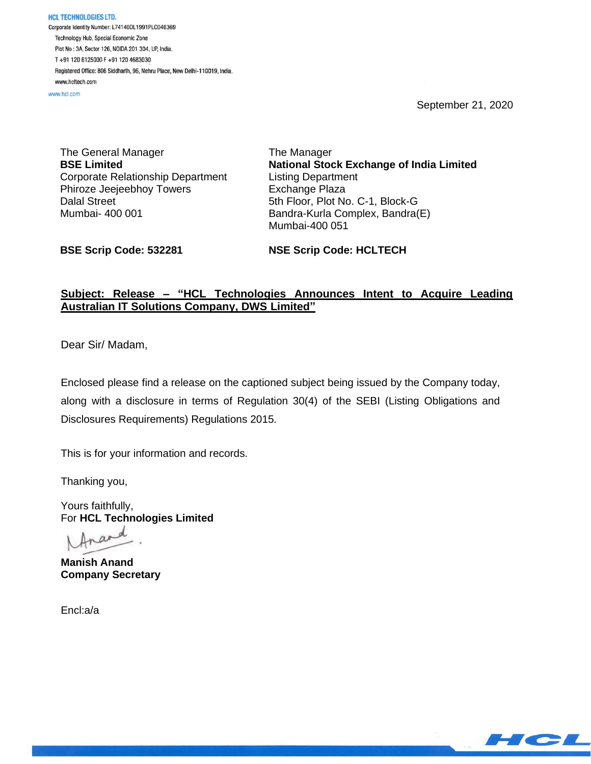**HCL TECHNOLOGIES LTD.**
Corporate Identity Number: L74140DL1991PLC046369
Technology Hub, Special Economic Zone
Plot No : 3A, Sector 126, NOIDA 201 304, UP, India.
T +91 120 6125000 F +91 120 4683030
Registered Office: 806 Siddharth, 96, Nehru Place, New Delhi-110019, India.
www.hcltech.com
www.hcl.com

September 21, 2020

The General Manager
**BSE Limited**
Corporate Relationship Department
Phiroze Jeejeebhoy Towers
Dalal Street
Mumbai- 400 001

**BSE Scrip Code: 532281**

The Manager
**National Stock Exchange of India Limited**
Listing Department
Exchange Plaza
5th Floor, Plot No. C-1, Block-G
Bandra-Kurla Complex, Bandra(E)
Mumbai-400 051

**NSE Scrip Code: HCLTECH**

**Subject: Release – "HCL Technologies Announces Intent to Acquire Leading Australian IT Solutions Company, DWS Limited"**

Dear Sir/ Madam,

Enclosed please find a release on the captioned subject being issued by the Company today, along with a disclosure in terms of Regulation 30(4) of the SEBI (Listing Obligations and Disclosures Requirements) Regulations 2015.

This is for your information and records.

Thanking you,

Yours faithfully,
For **HCL Technologies Limited**

**Manish Anand**
**Company Secretary**

Encl:a/a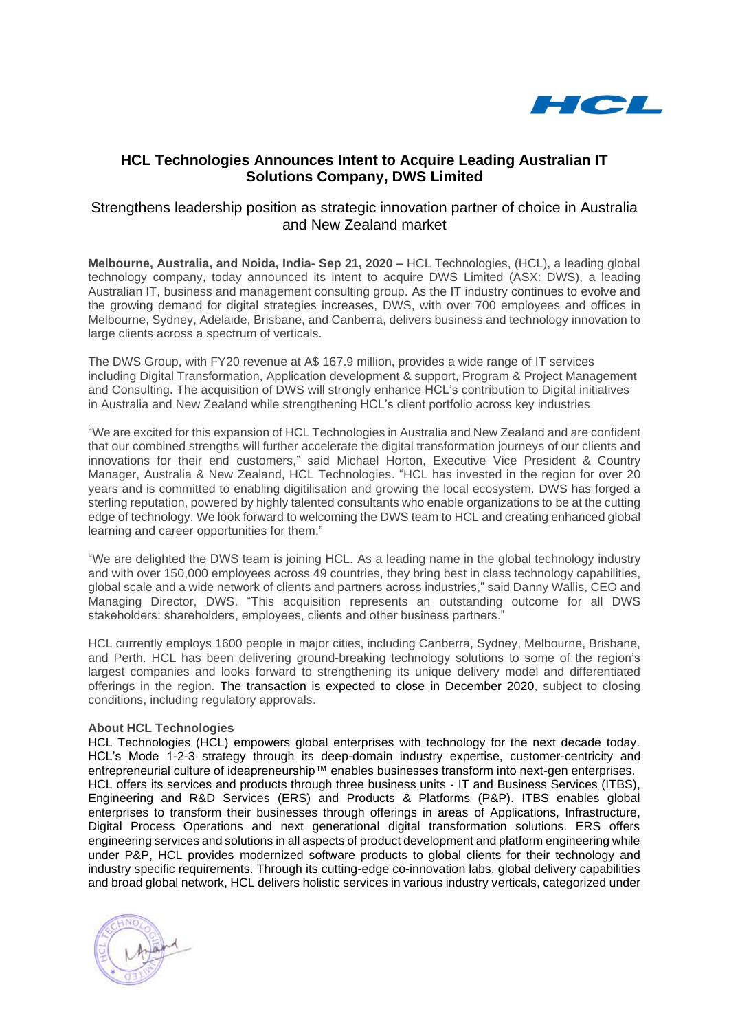# HCL Technologies Announces Intent to Acquire Leading Australian IT Solutions Company, DWS Limited

## Strengthens leadership position as strategic innovation partner of choice in Australia and New Zealand market

**Melbourne, Australia, and Noida, India- Sep 21, 2020 –** HCL Technologies, (HCL), a leading global technology company, today announced its intent to acquire DWS Limited (ASX: DWS), a leading Australian IT, business and management consulting group. As the IT industry continues to evolve and the growing demand for digital strategies increases, DWS, with over 700 employees and offices in Melbourne, Sydney, Adelaide, Brisbane, and Canberra, delivers business and technology innovation to large clients across a spectrum of verticals.

The DWS Group, with FY20 revenue at A$ 167.9 million, provides a wide range of IT services including Digital Transformation, Application development & support, Program & Project Management and Consulting. The acquisition of DWS will strongly enhance HCL's contribution to Digital initiatives in Australia and New Zealand while strengthening HCL's client portfolio across key industries.

"We are excited for this expansion of HCL Technologies in Australia and New Zealand and are confident that our combined strengths will further accelerate the digital transformation journeys of our clients and innovations for their end customers," said Michael Horton, Executive Vice President & Country Manager, Australia & New Zealand, HCL Technologies. "HCL has invested in the region for over 20 years and is committed to enabling digitilisation and growing the local ecosystem. DWS has forged a sterling reputation, powered by highly talented consultants who enable organizations to be at the cutting edge of technology. We look forward to welcoming the DWS team to HCL and creating enhanced global learning and career opportunities for them."

"We are delighted the DWS team is joining HCL. As a leading name in the global technology industry and with over 150,000 employees across 49 countries, they bring best in class technology capabilities, global scale and a wide network of clients and partners across industries," said Danny Wallis, CEO and Managing Director, DWS. "This acquisition represents an outstanding outcome for all DWS stakeholders: shareholders, employees, clients and other business partners."

HCL currently employs 1600 people in major cities, including Canberra, Sydney, Melbourne, Brisbane, and Perth. HCL has been delivering ground-breaking technology solutions to some of the region's largest companies and looks forward to strengthening its unique delivery model and differentiated offerings in the region. The transaction is expected to close in December 2020, subject to closing conditions, including regulatory approvals.

**About HCL Technologies**

HCL Technologies (HCL) empowers global enterprises with technology for the next decade today. HCL's Mode 1-2-3 strategy through its deep-domain industry expertise, customer-centricity and entrepreneurial culture of ideapreneurship™ enables businesses transform into next-gen enterprises. HCL offers its services and products through three business units - IT and Business Services (ITBS), Engineering and R&D Services (ERS) and Products & Platforms (P&P). ITBS enables global enterprises to transform their businesses through offerings in areas of Applications, Infrastructure, Digital Process Operations and next generational digital transformation solutions. ERS offers engineering services and solutions in all aspects of product development and platform engineering while under P&P, HCL provides modernized software products to global clients for their technology and industry specific requirements. Through its cutting-edge co-innovation labs, global delivery capabilities and broad global network, HCL delivers holistic services in various industry verticals, categorized under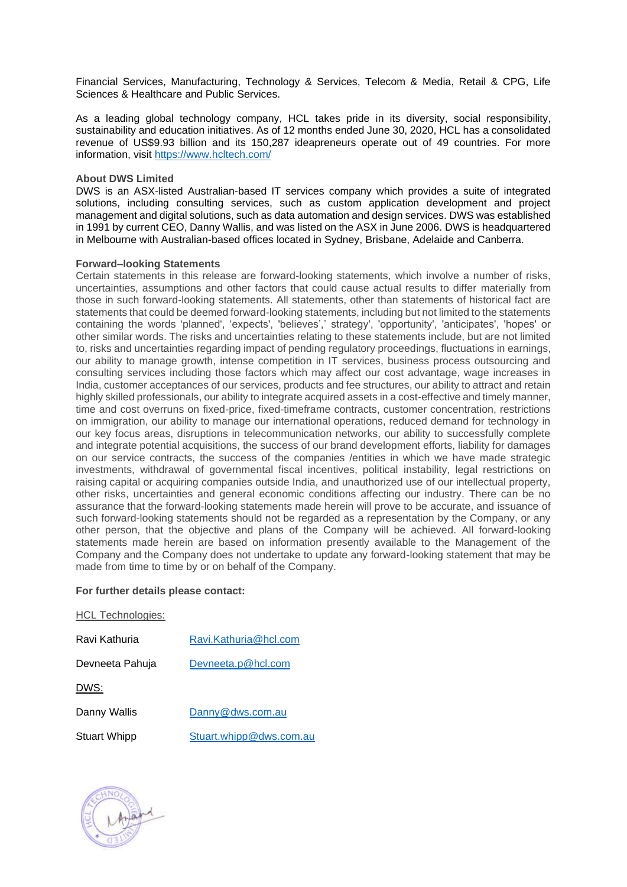Financial Services, Manufacturing, Technology & Services, Telecom & Media, Retail & CPG, Life Sciences & Healthcare and Public Services.

As a leading global technology company, HCL takes pride in its diversity, social responsibility, sustainability and education initiatives. As of 12 months ended June 30, 2020, HCL has a consolidated revenue of US$9.93 billion and its 150,287 ideapreneurs operate out of 49 countries. For more information, visit https://www.hcltech.com/

**About DWS Limited**

DWS is an ASX-listed Australian-based IT services company which provides a suite of integrated solutions, including consulting services, such as custom application development and project management and digital solutions, such as data automation and design services. DWS was established in 1991 by current CEO, Danny Wallis, and was listed on the ASX in June 2006. DWS is headquartered in Melbourne with Australian-based offices located in Sydney, Brisbane, Adelaide and Canberra.

**Forward–looking Statements**

Certain statements in this release are forward-looking statements, which involve a number of risks, uncertainties, assumptions and other factors that could cause actual results to differ materially from those in such forward-looking statements. All statements, other than statements of historical fact are statements that could be deemed forward-looking statements, including but not limited to the statements containing the words 'planned', 'expects', 'believes',' strategy', 'opportunity', 'anticipates', 'hopes' or other similar words. The risks and uncertainties relating to these statements include, but are not limited to, risks and uncertainties regarding impact of pending regulatory proceedings, fluctuations in earnings, our ability to manage growth, intense competition in IT services, business process outsourcing and consulting services including those factors which may affect our cost advantage, wage increases in India, customer acceptances of our services, products and fee structures, our ability to attract and retain highly skilled professionals, our ability to integrate acquired assets in a cost-effective and timely manner, time and cost overruns on fixed-price, fixed-timeframe contracts, customer concentration, restrictions on immigration, our ability to manage our international operations, reduced demand for technology in our key focus areas, disruptions in telecommunication networks, our ability to successfully complete and integrate potential acquisitions, the success of our brand development efforts, liability for damages on our service contracts, the success of the companies /entities in which we have made strategic investments, withdrawal of governmental fiscal incentives, political instability, legal restrictions on raising capital or acquiring companies outside India, and unauthorized use of our intellectual property, other risks, uncertainties and general economic conditions affecting our industry. There can be no assurance that the forward-looking statements made herein will prove to be accurate, and issuance of such forward-looking statements should not be regarded as a representation by the Company, or any other person, that the objective and plans of the Company will be achieved. All forward-looking statements made herein are based on information presently available to the Management of the Company and the Company does not undertake to update any forward-looking statement that may be made from time to time by or on behalf of the Company.

**For further details please contact:**

HCL Technologies:

Ravi Kathuria    Ravi.Kathuria@hcl.com

Devneeta Pahuja    Devneeta.p@hcl.com

DWS:

Danny Wallis    Danny@dws.com.au

Stuart Whipp    Stuart.whipp@dws.com.au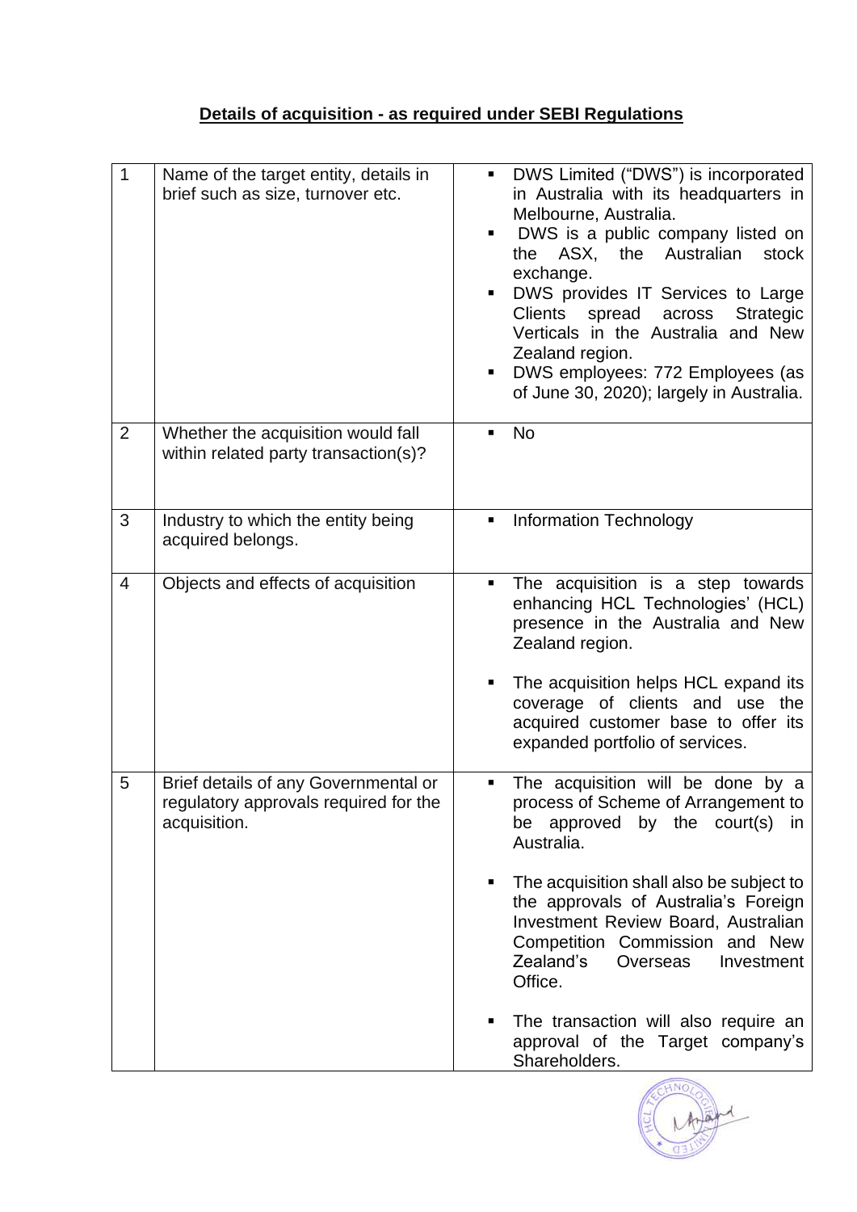**Details of acquisition - as required under SEBI Regulations**

| | | |
|---|---|---|
| 1 | Name of the target entity, details in brief such as size, turnover etc. | ▪ DWS Limited ("DWS") is incorporated in Australia with its headquarters in Melbourne, Australia.<br>▪ DWS is a public company listed on the ASX, the Australian stock exchange.<br>▪ DWS provides IT Services to Large Clients spread across Strategic Verticals in the Australia and New Zealand region.<br>▪ DWS employees: 772 Employees (as of June 30, 2020); largely in Australia. |
| 2 | Whether the acquisition would fall within related party transaction(s)? | ▪ No |
| 3 | Industry to which the entity being acquired belongs. | ▪ Information Technology |
| 4 | Objects and effects of acquisition | ▪ The acquisition is a step towards enhancing HCL Technologies' (HCL) presence in the Australia and New Zealand region.<br>▪ The acquisition helps HCL expand its coverage of clients and use the acquired customer base to offer its expanded portfolio of services. |
| 5 | Brief details of any Governmental or regulatory approvals required for the acquisition. | ▪ The acquisition will be done by a process of Scheme of Arrangement to be approved by the court(s) in Australia.<br>▪ The acquisition shall also be subject to the approvals of Australia's Foreign Investment Review Board, Australian Competition Commission and New Zealand's Overseas Investment Office.<br>▪ The transaction will also require an approval of the Target company's Shareholders. |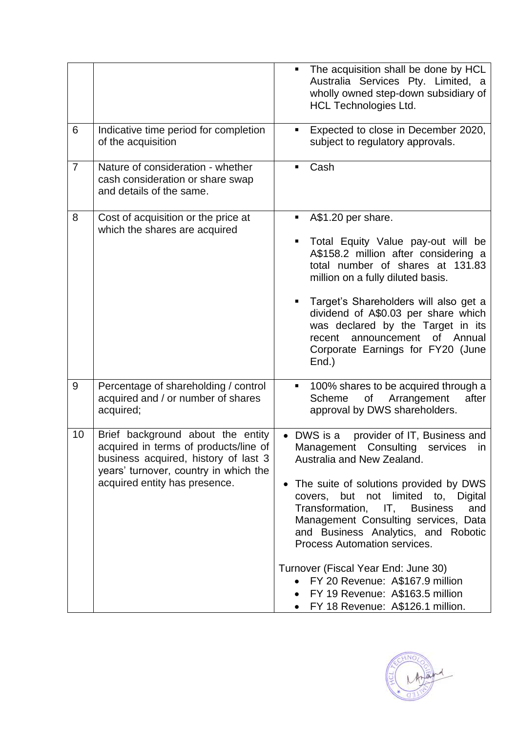| | | |
|---|---|---|
| | | ▪ The acquisition shall be done by HCL Australia Services Pty. Limited, a wholly owned step-down subsidiary of HCL Technologies Ltd. |
| 6 | Indicative time period for completion of the acquisition | ▪ Expected to close in December 2020, subject to regulatory approvals. |
| 7 | Nature of consideration - whether cash consideration or share swap and details of the same. | ▪ Cash |
| 8 | Cost of acquisition or the price at which the shares are acquired | ▪ A$1.20 per share.<br><br>▪ Total Equity Value pay-out will be A$158.2 million after considering a total number of shares at 131.83 million on a fully diluted basis.<br><br>▪ Target's Shareholders will also get a dividend of A$0.03 per share which was declared by the Target in its recent announcement of Annual Corporate Earnings for FY20 (June End.) |
| 9 | Percentage of shareholding / control acquired and / or number of shares acquired; | ▪ 100% shares to be acquired through a Scheme of Arrangement after approval by DWS shareholders. |
| 10 | Brief background about the entity acquired in terms of products/line of business acquired, history of last 3 years' turnover, country in which the acquired entity has presence. | • DWS is a provider of IT, Business and Management Consulting services in Australia and New Zealand.<br><br>• The suite of solutions provided by DWS covers, but not limited to, Digital Transformation, IT, Business and Management Consulting services, Data and Business Analytics, and Robotic Process Automation services.<br><br>Turnover (Fiscal Year End: June 30)<br>• FY 20 Revenue: A$167.9 million<br>• FY 19 Revenue: A$163.5 million<br>• FY 18 Revenue: A$126.1 million. |